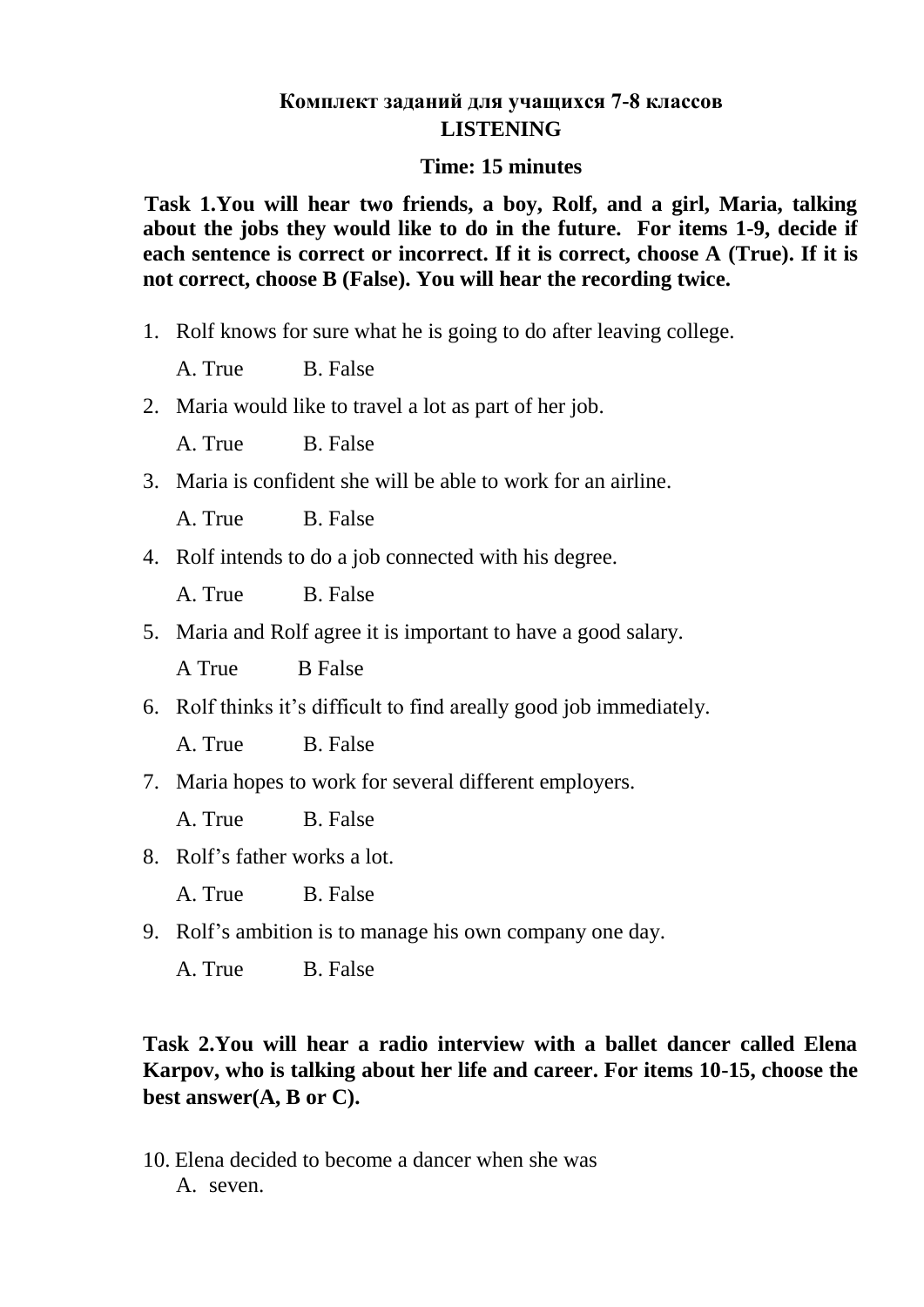**Комплект заданий для учащихся 7-8 классов**
**LISTENING**

**Time: 15 minutes**

**Task 1.You will hear two friends, a boy, Rolf, and a girl, Maria, talking about the jobs they would like to do in the future. For items 1-9, decide if each sentence is correct or incorrect. If it is correct, choose A (True). If it is not correct, choose B (False). You will hear the recording twice.**

1. Rolf knows for sure what he is going to do after leaving college.

   A. True B. False

2. Maria would like to travel a lot as part of her job.

   A. True B. False

3. Maria is confident she will be able to work for an airline.

   A. True B. False

4. Rolf intends to do a job connected with his degree.

   A. True B. False

5. Maria and Rolf agree it is important to have a good salary.

   A True B False

6. Rolf thinks it's difficult to find areally good job immediately.

   A. True B. False

7. Maria hopes to work for several different employers.

   A. True B. False

8. Rolf's father works a lot.

   A. True B. False

9. Rolf's ambition is to manage his own company one day.

   A. True B. False

**Task 2.You will hear a radio interview with a ballet dancer called Elena Karpov, who is talking about her life and career. For items 10-15, choose the best answer(A, B or C).**

10. Elena decided to become a dancer when she was

    A. seven.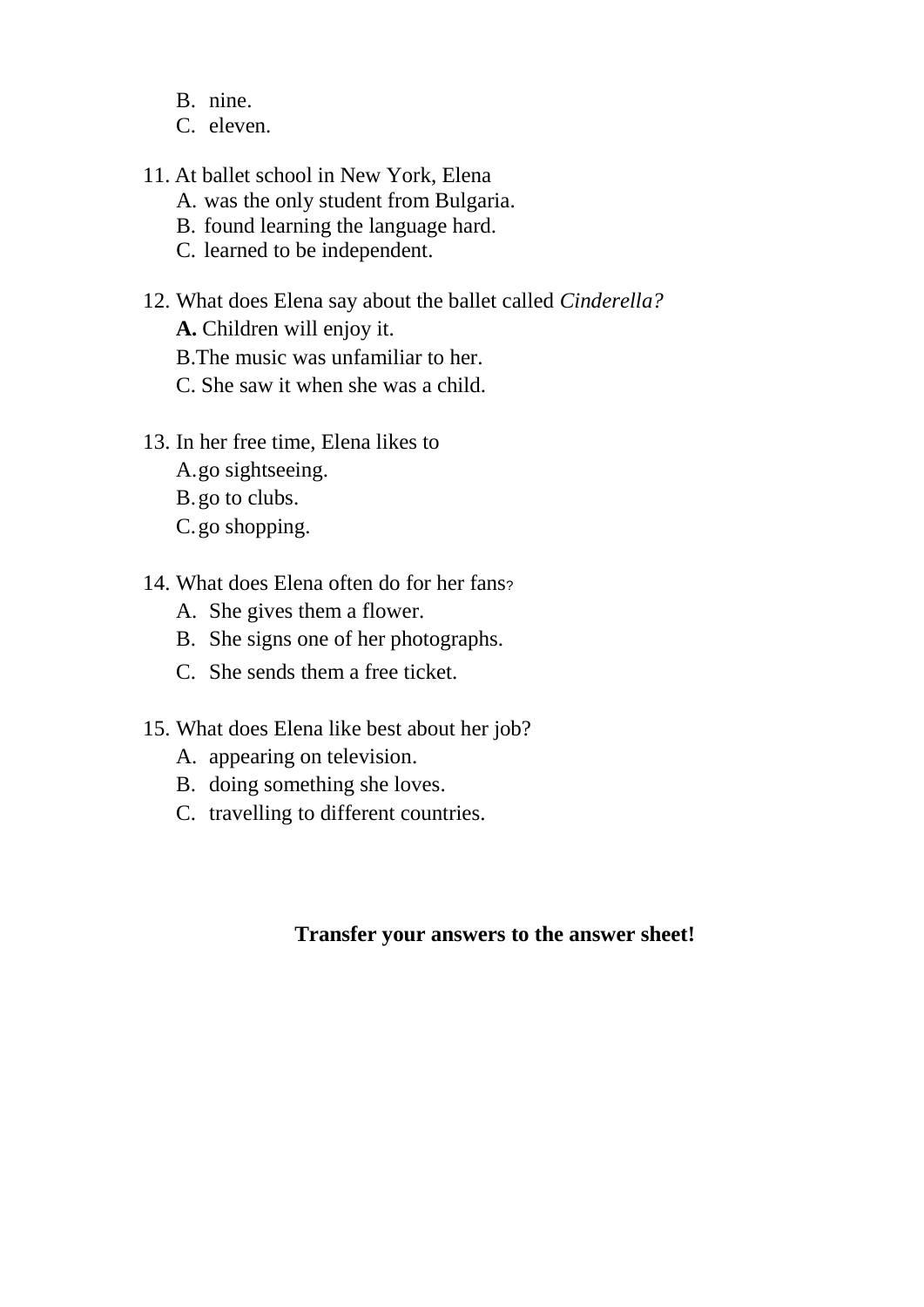B. nine.
C. eleven.

11. At ballet school in New York, Elena
    A. was the only student from Bulgaria.
    B. found learning the language hard.
    C. learned to be independent.

12. What does Elena say about the ballet called *Cinderella?*
    **A.** Children will enjoy it.
    B.The music was unfamiliar to her.
    C. She saw it when she was a child.

13. In her free time, Elena likes to
    A.go sightseeing.
    B.go to clubs.
    C.go shopping.

14. What does Elena often do for her fans?
    A. She gives them a flower.
    B. She signs one of her photographs.
    C. She sends them a free ticket.

15. What does Elena like best about her job?
    A. appearing on television.
    B. doing something she loves.
    C. travelling to different countries.

**Transfer your answers to the answer sheet!**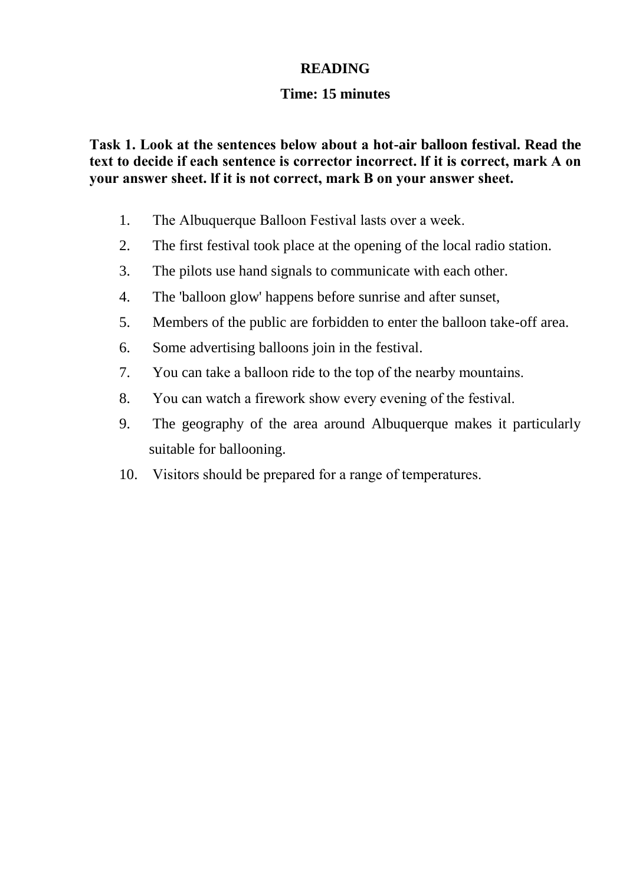# READING

**Time: 15 minutes**

**Task 1. Look at the sentences below about a hot-air balloon festival. Read the text to decide if each sentence is corrector incorrect. lf it is correct, mark A on your answer sheet. lf it is not correct, mark B on your answer sheet.**

1. The Albuquerque Balloon Festival lasts over a week.
2. The first festival took place at the opening of the local radio station.
3. The pilots use hand signals to communicate with each other.
4. The 'balloon glow' happens before sunrise and after sunset,
5. Members of the public are forbidden to enter the balloon take-off area.
6. Some advertising balloons join in the festival.
7. You can take a balloon ride to the top of the nearby mountains.
8. You can watch a firework show every evening of the festival.
9. The geography of the area around Albuquerque makes it particularly suitable for ballooning.
10. Visitors should be prepared for a range of temperatures.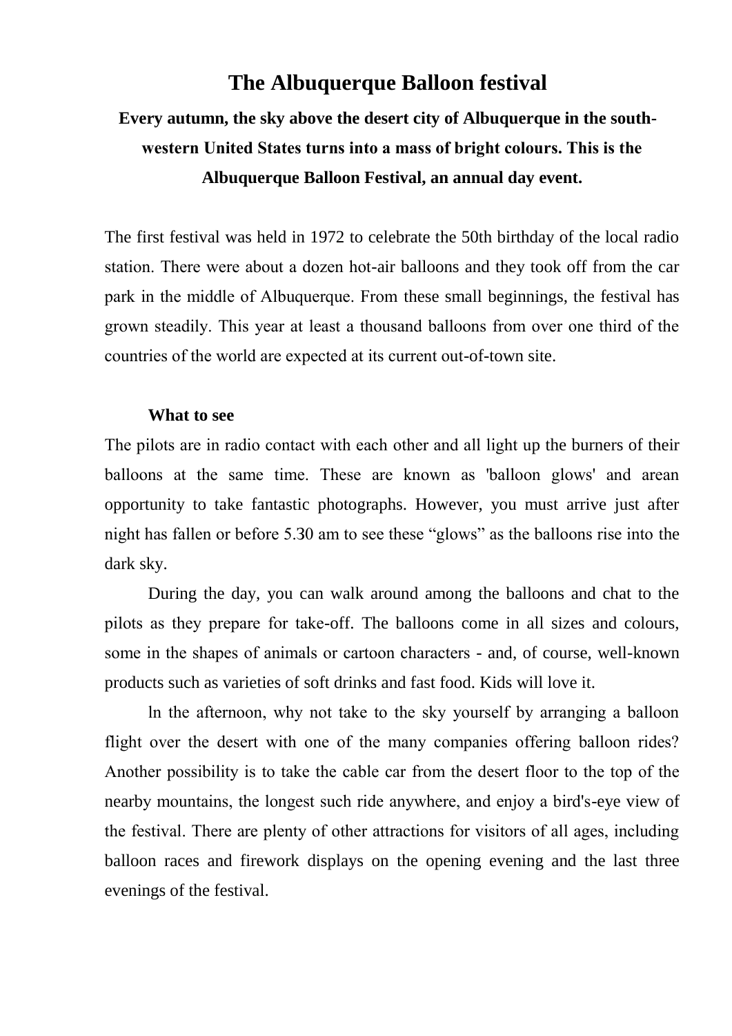# The Albuquerque Balloon festival

**Every autumn, the sky above the desert city of Albuquerque in the south-western United States turns into a mass of bright colours. This is the Albuquerque Balloon Festival, an annual day event.**

The first festival was held in 1972 to celebrate the 50th birthday of the local radio station. There were about a dozen hot-air balloons and they took off from the car park in the middle of Albuquerque. From these small beginnings, the festival has grown steadily. This year at least a thousand balloons from over one third of the countries of the world are expected at its current out-of-town site.

**What to see**

The pilots are in radio contact with each other and all light up the burners of their balloons at the same time. These are known as 'balloon glows' and arean opportunity to take fantastic photographs. However, you must arrive just after night has fallen or before 5.30 am to see these "glows" as the balloons rise into the dark sky.

During the day, you can walk around among the balloons and chat to the pilots as they prepare for take-off. The balloons come in all sizes and colours, some in the shapes of animals or cartoon characters - and, of course, well-known products such as varieties of soft drinks and fast food. Kids will love it.

ln the afternoon, why not take to the sky yourself by arranging a balloon flight over the desert with one of the many companies offering balloon rides? Another possibility is to take the cable car from the desert floor to the top of the nearby mountains, the longest such ride anywhere, and enjoy a bird's-eye view of the festival. There are plenty of other attractions for visitors of all ages, including balloon races and firework displays on the opening evening and the last three evenings of the festival.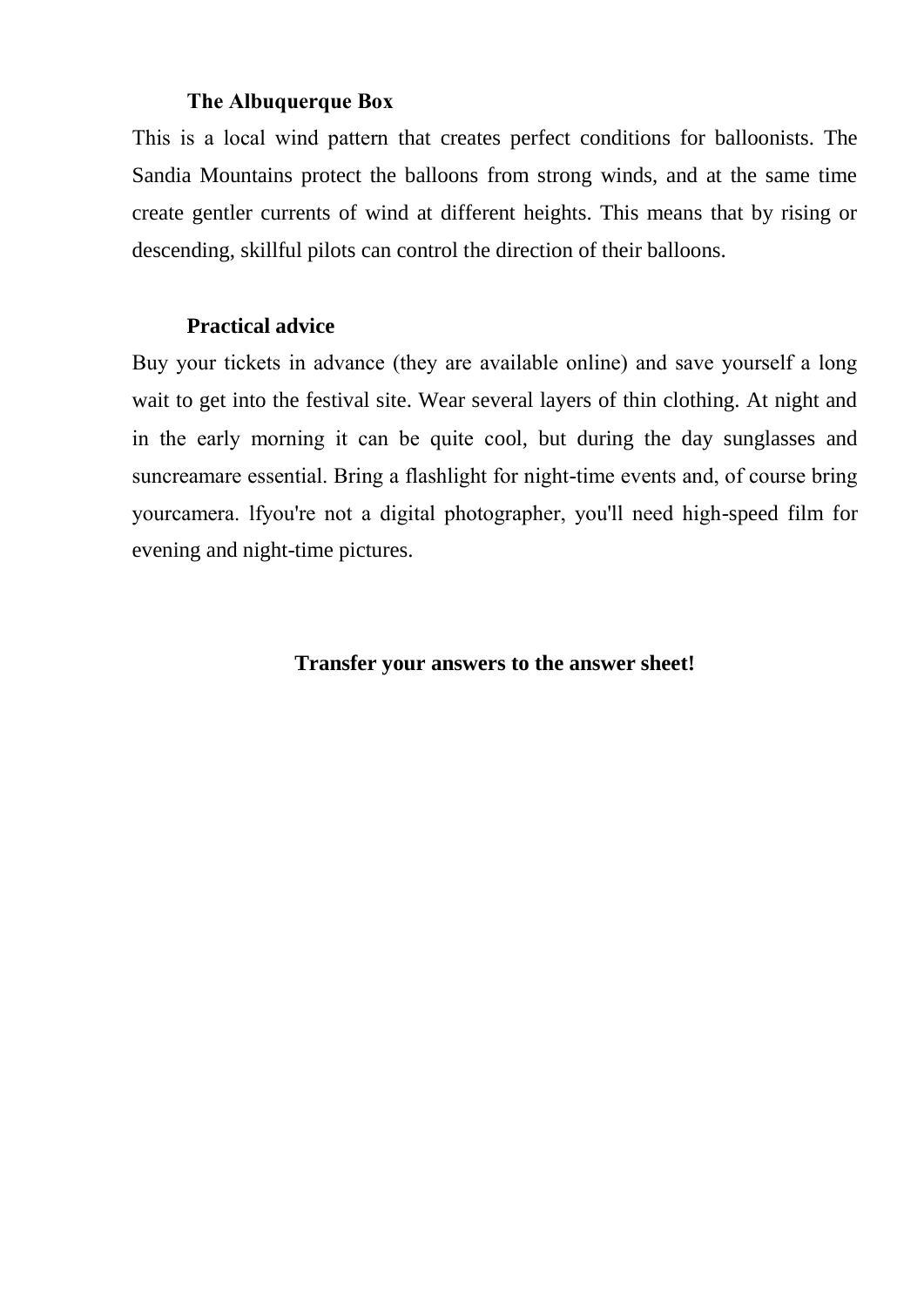### The Albuquerque Box

This is a local wind pattern that creates perfect conditions for balloonists. The Sandia Mountains protect the balloons from strong winds, and at the same time create gentler currents of wind at different heights. This means that by rising or descending, skillful pilots can control the direction of their balloons.

### Practical advice

Buy your tickets in advance (they are available online) and save yourself a long wait to get into the festival site. Wear several layers of thin clothing. At night and in the early morning it can be quite cool, but during the day sunglasses and suncreamare essential. Bring a flashlight for night-time events and, of course bring yourcamera. lfyou're not a digital photographer, you'll need high-speed film for evening and night-time pictures.

**Transfer your answers to the answer sheet!**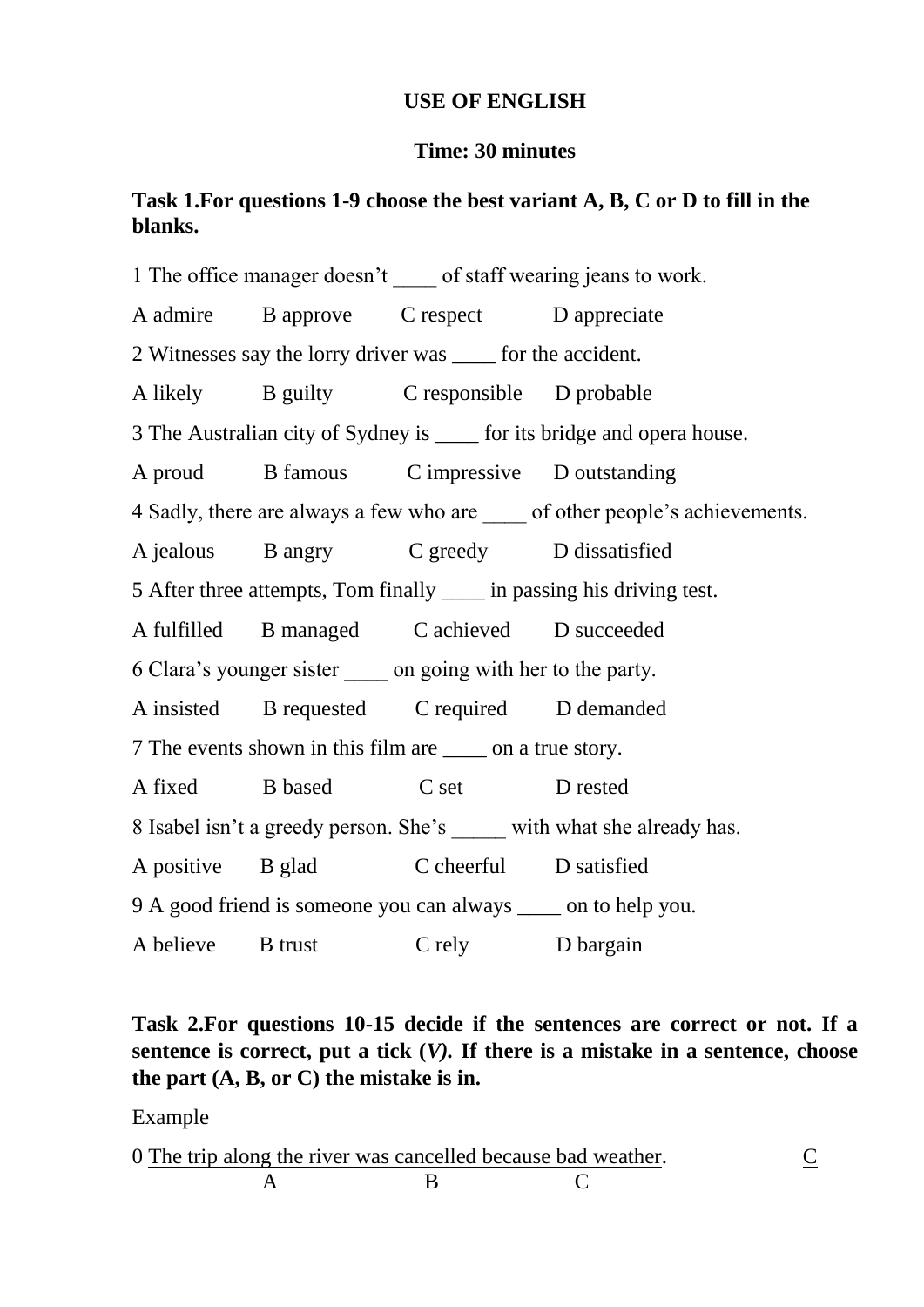**USE OF ENGLISH**

**Time: 30 minutes**

**Task 1.For questions 1-9 choose the best variant A, B, C or D to fill in the blanks.**

1 The office manager doesn't ____ of staff wearing jeans to work.

A admire B approve C respect D appreciate

2 Witnesses say the lorry driver was ____ for the accident.

A likely B guilty C responsible D probable

3 The Australian city of Sydney is ____ for its bridge and opera house.

A proud B famous C impressive D outstanding

4 Sadly, there are always a few who are ____ of other people's achievements.

A jealous B angry C greedy D dissatisfied

5 After three attempts, Tom finally ____ in passing his driving test.

A fulfilled B managed C achieved D succeeded

6 Clara's younger sister ____ on going with her to the party.

A insisted B requested C required D demanded

7 The events shown in this film are ____ on a true story.

A fixed B based C set D rested

8 Isabel isn't a greedy person. She's _____ with what she already has.

A positive B glad C cheerful D satisfied

9 A good friend is someone you can always ____ on to help you.

A believe B trust C rely D bargain

**Task 2.For questions 10-15 decide if the sentences are correct or not. If a sentence is correct, put a tick (*V*). If there is a mistake in a sentence, choose the part (A, B, or C) the mistake is in.**

Example

0 The trip along the river was cancelled because bad weather. C

A B C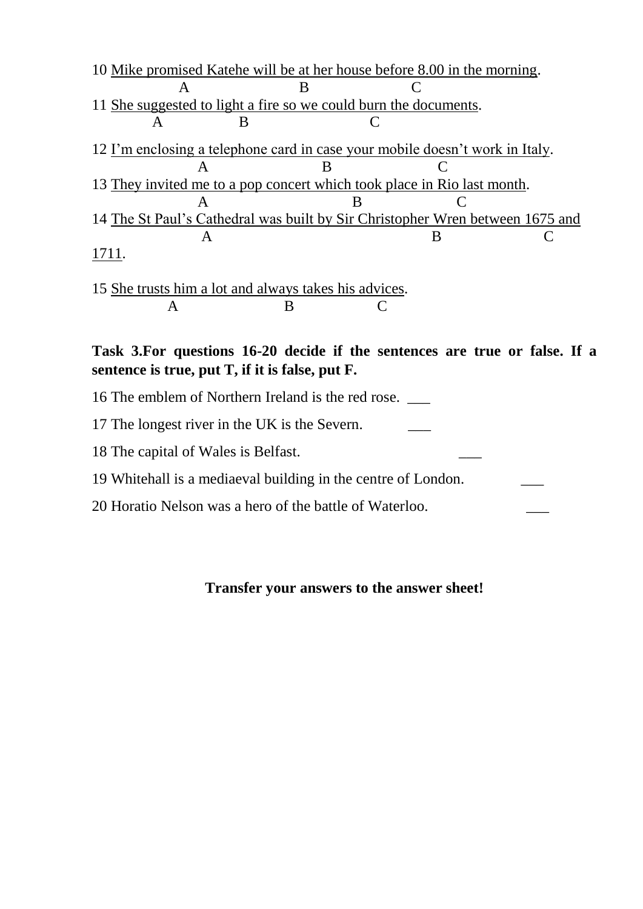10 Mike promised Katehe will be at her house before 8.00 in the morning.
A B C

11 She suggested to light a fire so we could burn the documents.
A B C

12 I'm enclosing a telephone card in case your mobile doesn't work in Italy.
A B C

13 They invited me to a pop concert which took place in Rio last month.
A B C

14 The St Paul's Cathedral was built by Sir Christopher Wren between 1675 and 1711.
A B C

15 She trusts him a lot and always takes his advices.
A B C

**Task 3.For questions 16-20 decide if the sentences are true or false. If a sentence is true, put T, if it is false, put F.**

16 The emblem of Northern Ireland is the red rose. ___

17 The longest river in the UK is the Severn. ___

18 The capital of Wales is Belfast. ___

19 Whitehall is a mediaeval building in the centre of London. ___

20 Horatio Nelson was a hero of the battle of Waterloo. ___

**Transfer your answers to the answer sheet!**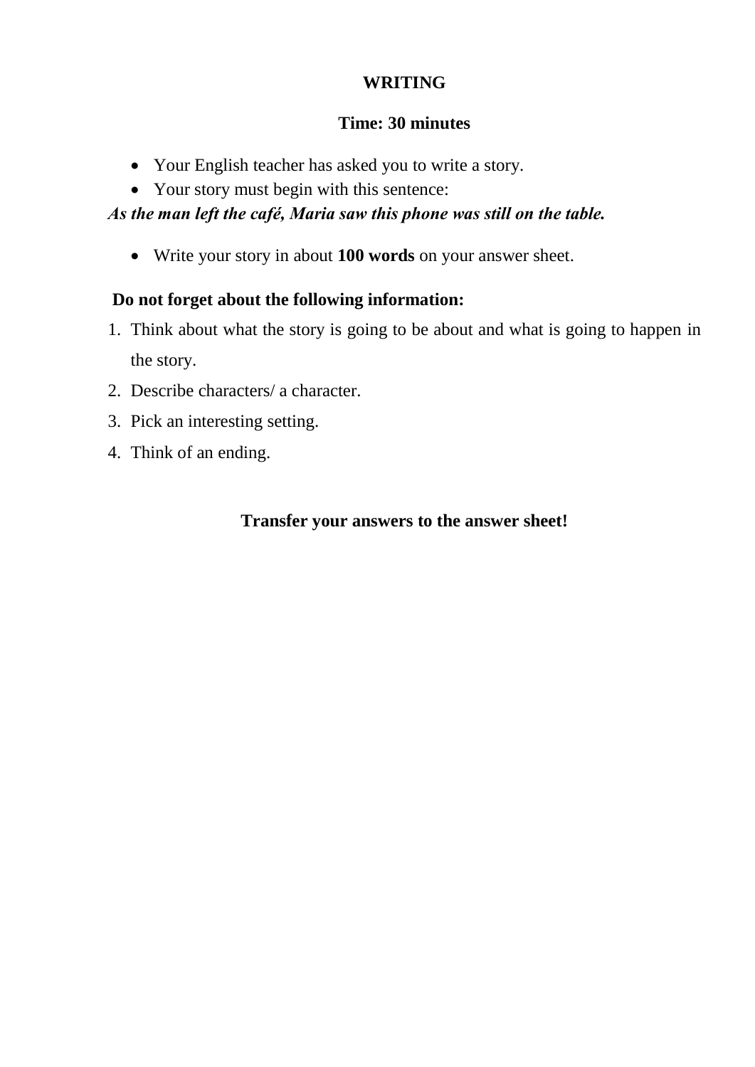**WRITING**

**Time: 30 minutes**

- Your English teacher has asked you to write a story.
- Your story must begin with this sentence:

***As the man left the café, Maria saw this phone was still on the table.***

- Write your story in about **100 words** on your answer sheet.

**Do not forget about the following information:**

1. Think about what the story is going to be about and what is going to happen in the story.
2. Describe characters/ a character.
3. Pick an interesting setting.
4. Think of an ending.

**Transfer your answers to the answer sheet!**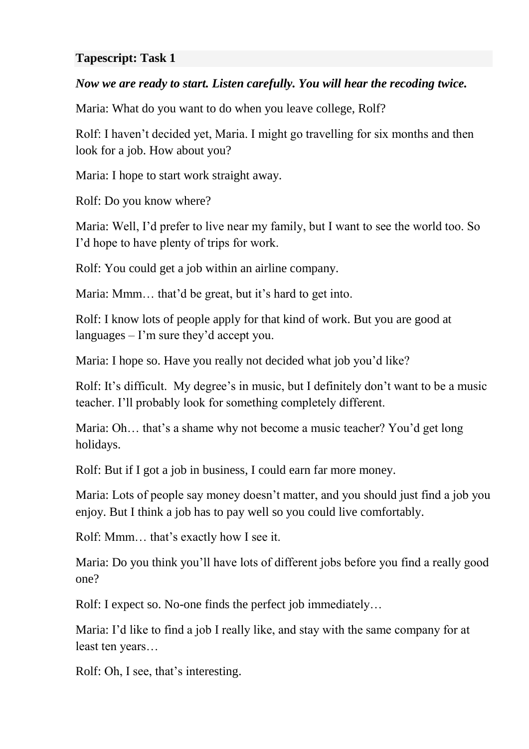**Tapescript: Task 1**

***Now we are ready to start. Listen carefully. You will hear the recoding twice.***

Maria: What do you want to do when you leave college, Rolf?

Rolf: I haven't decided yet, Maria. I might go travelling for six months and then look for a job. How about you?

Maria: I hope to start work straight away.

Rolf: Do you know where?

Maria: Well, I'd prefer to live near my family, but I want to see the world too. So I'd hope to have plenty of trips for work.

Rolf: You could get a job within an airline company.

Maria: Mmm… that'd be great, but it's hard to get into.

Rolf: I know lots of people apply for that kind of work. But you are good at languages – I'm sure they'd accept you.

Maria: I hope so. Have you really not decided what job you'd like?

Rolf: It's difficult. My degree's in music, but I definitely don't want to be a music teacher. I'll probably look for something completely different.

Maria: Oh… that's a shame why not become a music teacher? You'd get long holidays.

Rolf: But if I got a job in business, I could earn far more money.

Maria: Lots of people say money doesn't matter, and you should just find a job you enjoy. But I think a job has to pay well so you could live comfortably.

Rolf: Mmm… that's exactly how I see it.

Maria: Do you think you'll have lots of different jobs before you find a really good one?

Rolf: I expect so. No-one finds the perfect job immediately…

Maria: I'd like to find a job I really like, and stay with the same company for at least ten years…

Rolf: Oh, I see, that's interesting.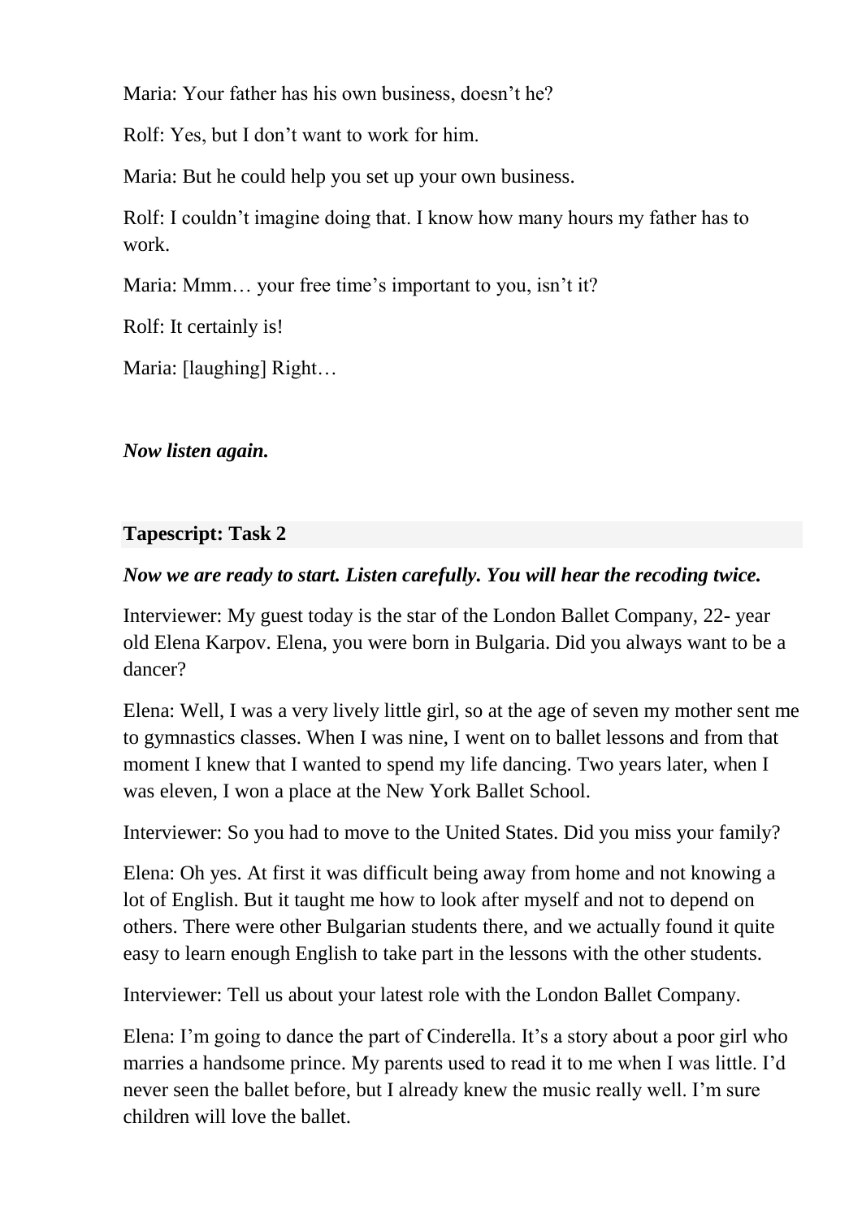Maria: Your father has his own business, doesn't he?

Rolf: Yes, but I don't want to work for him.

Maria: But he could help you set up your own business.

Rolf: I couldn't imagine doing that. I know how many hours my father has to work.

Maria: Mmm… your free time's important to you, isn't it?

Rolf: It certainly is!

Maria: [laughing] Right…

***Now listen again.***

**Tapescript: Task 2**

***Now we are ready to start. Listen carefully. You will hear the recoding twice.***

Interviewer: My guest today is the star of the London Ballet Company, 22- year old Elena Karpov. Elena, you were born in Bulgaria. Did you always want to be a dancer?

Elena: Well, I was a very lively little girl, so at the age of seven my mother sent me to gymnastics classes. When I was nine, I went on to ballet lessons and from that moment I knew that I wanted to spend my life dancing. Two years later, when I was eleven, I won a place at the New York Ballet School.

Interviewer: So you had to move to the United States. Did you miss your family?

Elena: Oh yes. At first it was difficult being away from home and not knowing a lot of English. But it taught me how to look after myself and not to depend on others. There were other Bulgarian students there, and we actually found it quite easy to learn enough English to take part in the lessons with the other students.

Interviewer: Tell us about your latest role with the London Ballet Company.

Elena: I'm going to dance the part of Cinderella. It's a story about a poor girl who marries a handsome prince. My parents used to read it to me when I was little. I'd never seen the ballet before, but I already knew the music really well. I'm sure children will love the ballet.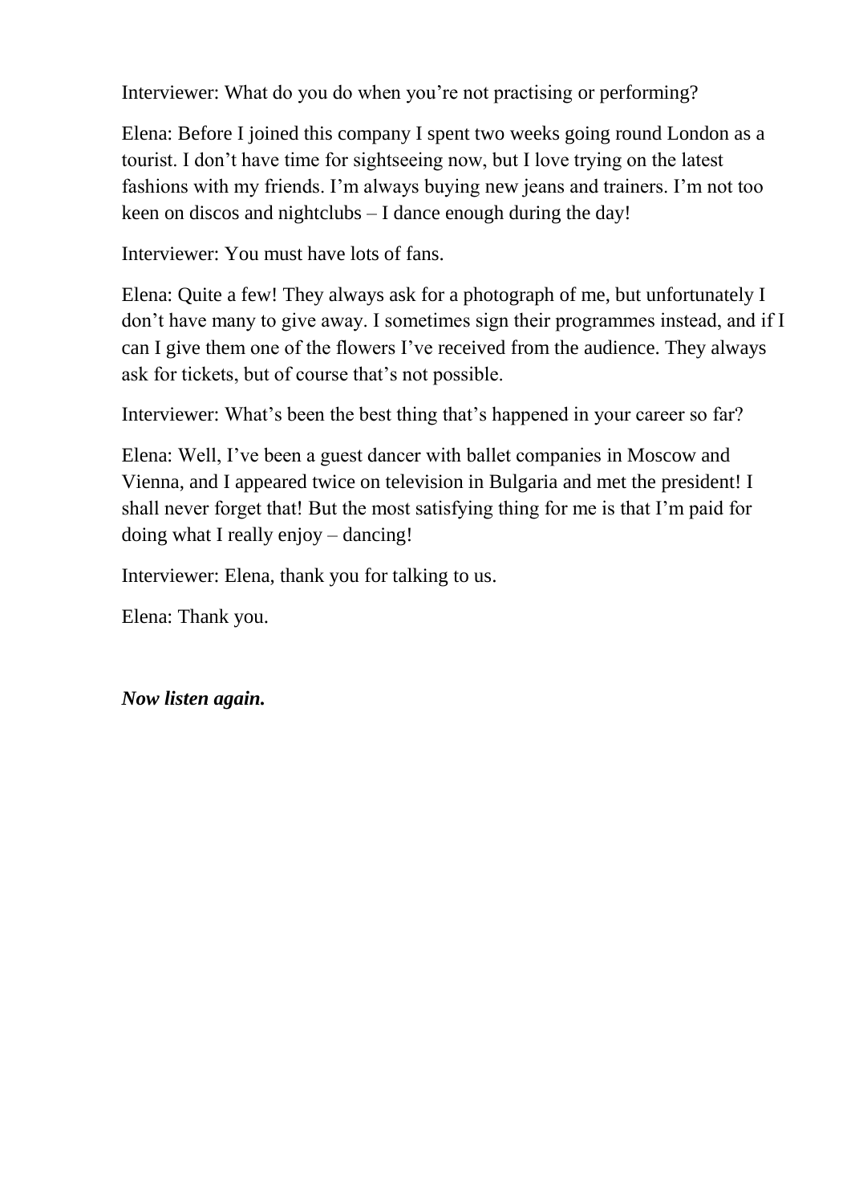Interviewer: What do you do when you're not practising or performing?

Elena: Before I joined this company I spent two weeks going round London as a tourist. I don't have time for sightseeing now, but I love trying on the latest fashions with my friends. I'm always buying new jeans and trainers. I'm not too keen on discos and nightclubs – I dance enough during the day!

Interviewer: You must have lots of fans.

Elena: Quite a few! They always ask for a photograph of me, but unfortunately I don't have many to give away. I sometimes sign their programmes instead, and if I can I give them one of the flowers I've received from the audience. They always ask for tickets, but of course that's not possible.

Interviewer: What's been the best thing that's happened in your career so far?

Elena: Well, I've been a guest dancer with ballet companies in Moscow and Vienna, and I appeared twice on television in Bulgaria and met the president! I shall never forget that! But the most satisfying thing for me is that I'm paid for doing what I really enjoy – dancing!

Interviewer: Elena, thank you for talking to us.

Elena: Thank you.

***Now listen again.***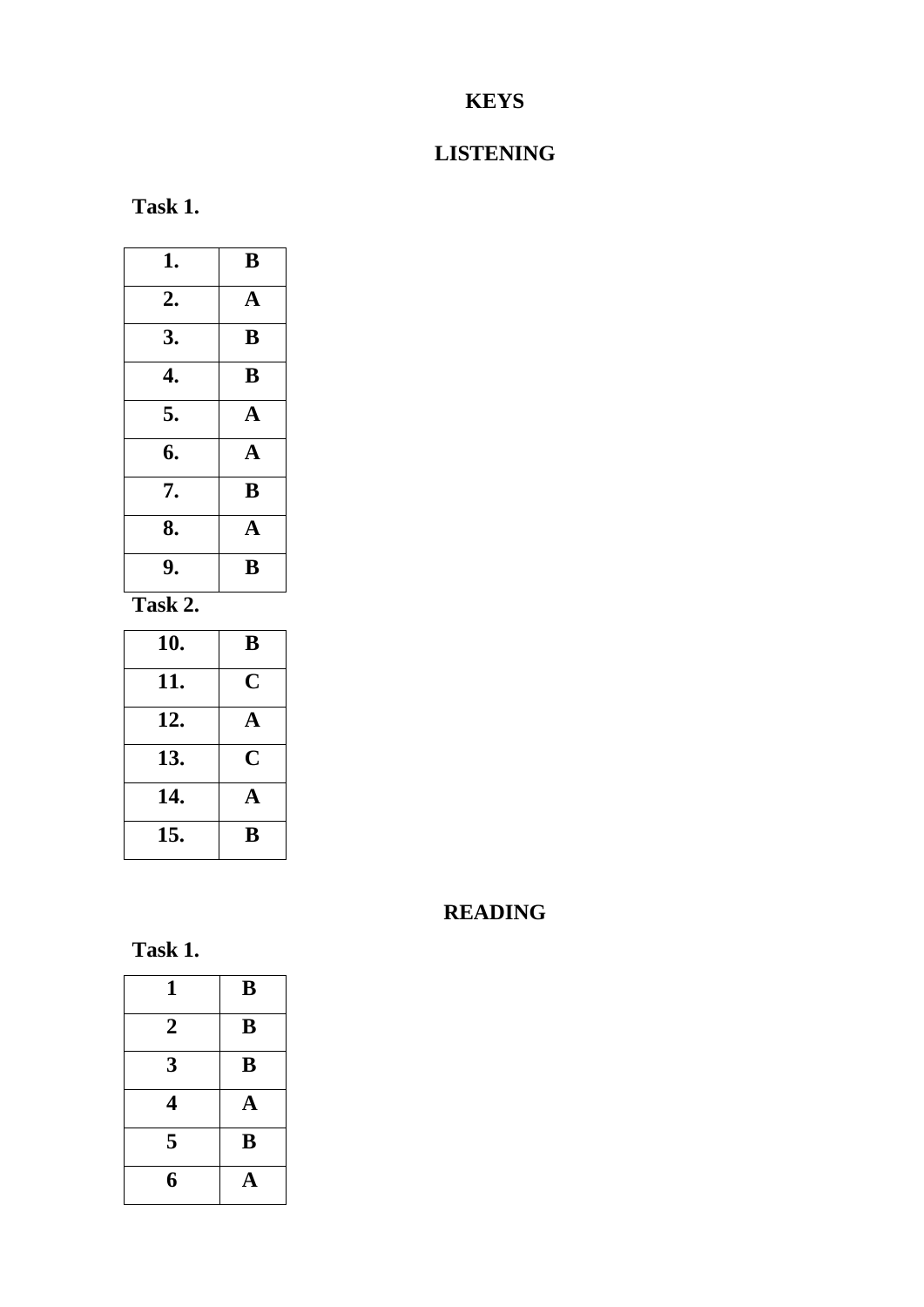# KEYS

## LISTENING

**Task 1.**

| | |
|---|---|
| **1.** | **B** |
| **2.** | **A** |
| **3.** | **B** |
| **4.** | **B** |
| **5.** | **A** |
| **6.** | **A** |
| **7.** | **B** |
| **8.** | **A** |
| **9.** | **B** |

**Task 2.**

| | |
|---|---|
| **10.** | **B** |
| **11.** | **C** |
| **12.** | **A** |
| **13.** | **C** |
| **14.** | **A** |
| **15.** | **B** |

## READING

**Task 1.**

| | |
|---|---|
| **1** | **B** |
| **2** | **B** |
| **3** | **B** |
| **4** | **A** |
| **5** | **B** |
| **6** | **A** |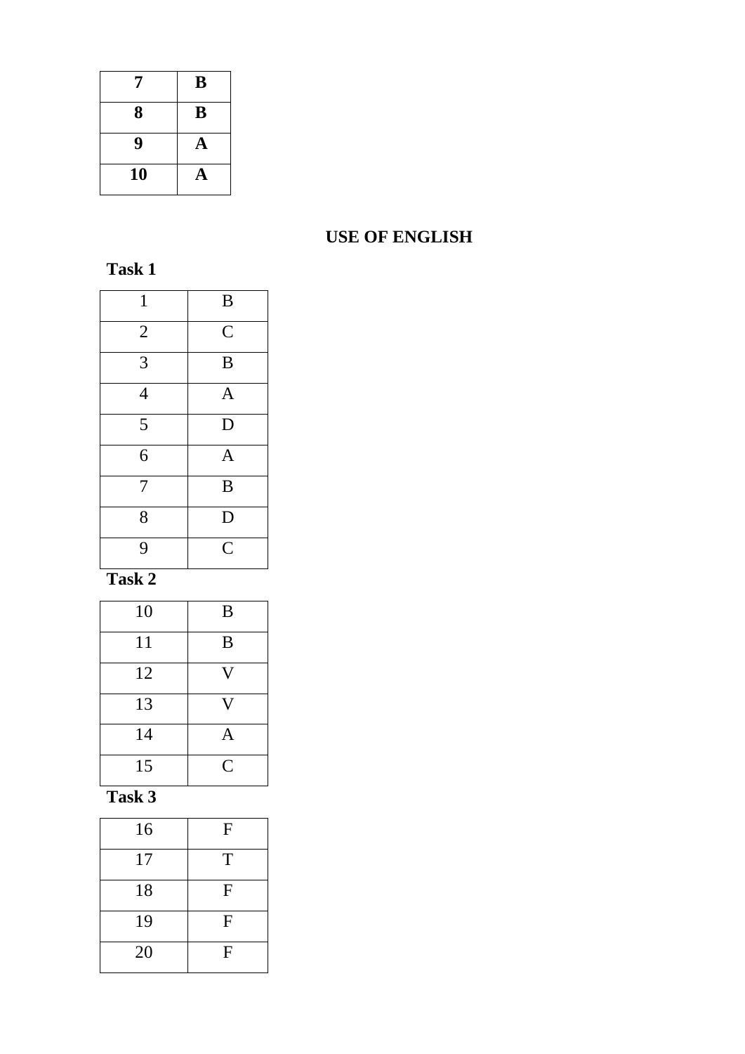| 7 | B |
|---|---|
| 8 | B |
| 9 | A |
| 10 | A |

## USE OF ENGLISH

**Task 1**

| 1 | B |
|---|---|
| 2 | C |
| 3 | B |
| 4 | A |
| 5 | D |
| 6 | A |
| 7 | B |
| 8 | D |
| 9 | C |

**Task 2**

| 10 | B |
|---|---|
| 11 | B |
| 12 | V |
| 13 | V |
| 14 | A |
| 15 | C |

**Task 3**

| 16 | F |
|---|---|
| 17 | T |
| 18 | F |
| 19 | F |
| 20 | F |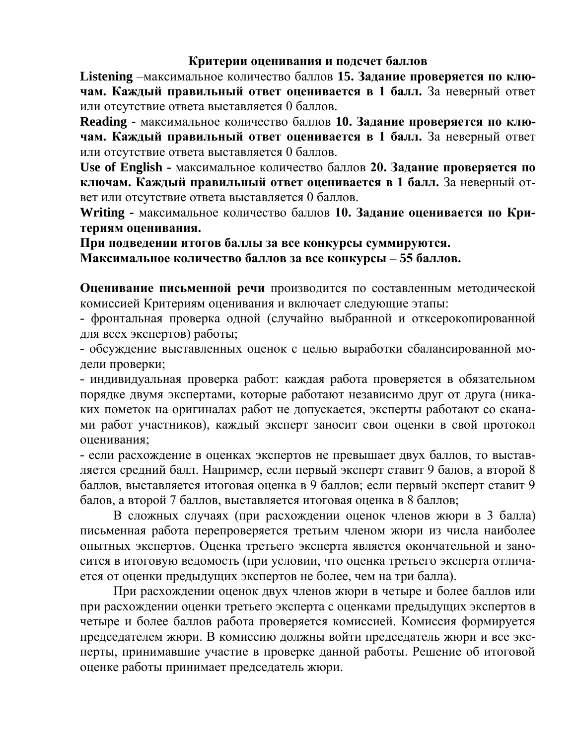## Критерии оценивания и подсчет баллов

**Listening** –максимальное количество баллов **15. Задание проверяется по ключам. Каждый правильный ответ оценивается в 1 балл.** За неверный ответ или отсутствие ответа выставляется 0 баллов.

**Reading** - максимальное количество баллов **10. Задание проверяется по ключам. Каждый правильный ответ оценивается в 1 балл.** За неверный ответ или отсутствие ответа выставляется 0 баллов.

**Use of English** - максимальное количество баллов **20. Задание проверяется по ключам. Каждый правильный ответ оценивается в 1 балл.** За неверный ответ или отсутствие ответа выставляется 0 баллов.

**Writing** - максимальное количество баллов **10. Задание оценивается по Критериям оценивания.**

**При подведении итогов баллы за все конкурсы суммируются.**

**Максимальное количество баллов за все конкурсы – 55 баллов.**

**Оценивание письменной речи** производится по составленным методической комиссией Критериям оценивания и включает следующие этапы:

- фронтальная проверка одной (случайно выбранной и отксерокопированной для всех экспертов) работы;
- обсуждение выставленных оценок с целью выработки сбалансированной модели проверки;
- индивидуальная проверка работ: каждая работа проверяется в обязательном порядке двумя экспертами, которые работают независимо друг от друга (никаких пометок на оригиналах работ не допускается, эксперты работают со сканами работ участников), каждый эксперт заносит свои оценки в свой протокол оценивания;
- если расхождение в оценках экспертов не превышает двух баллов, то выставляется средний балл. Например, если первый эксперт ставит 9 балов, а второй 8 баллов, выставляется итоговая оценка в 9 баллов; если первый эксперт ставит 9 балов, а второй 7 баллов, выставляется итоговая оценка в 8 баллов;

В сложных случаях (при расхождении оценок членов жюри в 3 балла) письменная работа перепроверяется третьим членом жюри из числа наиболее опытных экспертов. Оценка третьего эксперта является окончательной и заносится в итоговую ведомость (при условии, что оценка третьего эксперта отличается от оценки предыдущих экспертов не более, чем на три балла).

При расхождении оценок двух членов жюри в четыре и более баллов или при расхождении оценки третьего эксперта с оценками предыдущих экспертов в четыре и более баллов работа проверяется комиссией. Комиссия формируется председателем жюри. В комиссию должны войти председатель жюри и все эксперты, принимавшие участие в проверке данной работы. Решение об итоговой оценке работы принимает председатель жюри.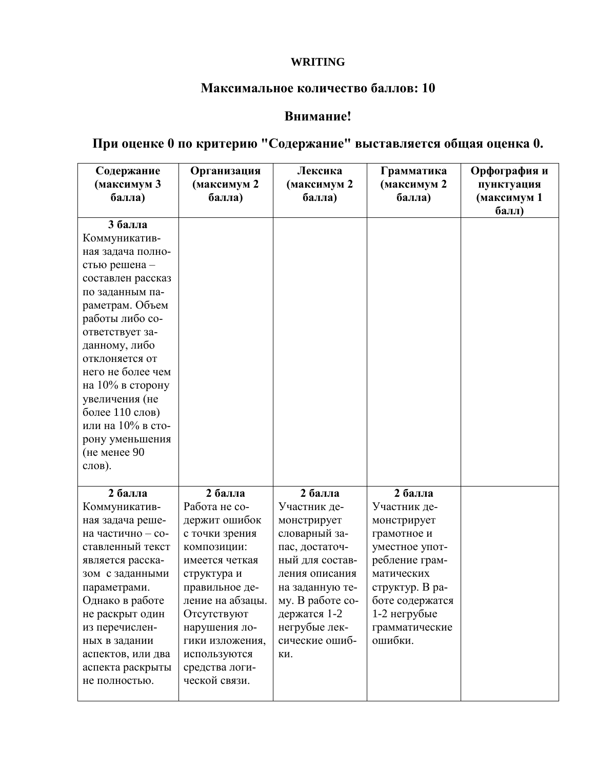## WRITING

**Максимальное количество баллов: 10**

**Внимание!**

**При оценке 0 по критерию "Содержание" выставляется общая оценка 0.**

| Содержание (максимум 3 балла) | Организация (максимум 2 балла) | Лексика (максимум 2 балла) | Грамматика (максимум 2 балла) | Орфография и пунктуация (максимум 1 балл) |
|---|---|---|---|---|
| **3 балла** Коммуникативная задача полностью решена – составлен рассказ по заданным параметрам. Объем работы либо соответствует заданному, либо отклоняется от него не более чем на 10% в сторону увеличения (не более 110 слов) или на 10% в сторону уменьшения (не менее 90 слов). | | | | |
| **2 балла** Коммуникативная задача решена частично – составленный текст является рассказом с заданными параметрами. Однако в работе не раскрыт один из перечисленных в задании аспектов, или два аспекта раскрыты не полностью. | **2 балла** Работа не содержит ошибок с точки зрения композиции: имеется четкая структура и правильное деление на абзацы. Отсутствуют нарушения логики изложения, используются средства логической связи. | **2 балла** Участник демонстрирует словарный запас, достаточный для составления описания на заданную тему. В работе содержатся 1-2 негрубые лексические ошибки. | **2 балла** Участник демонстрирует грамотное и уместное употребление грамматических структур. В работе содержатся 1-2 негрубые грамматические ошибки. | |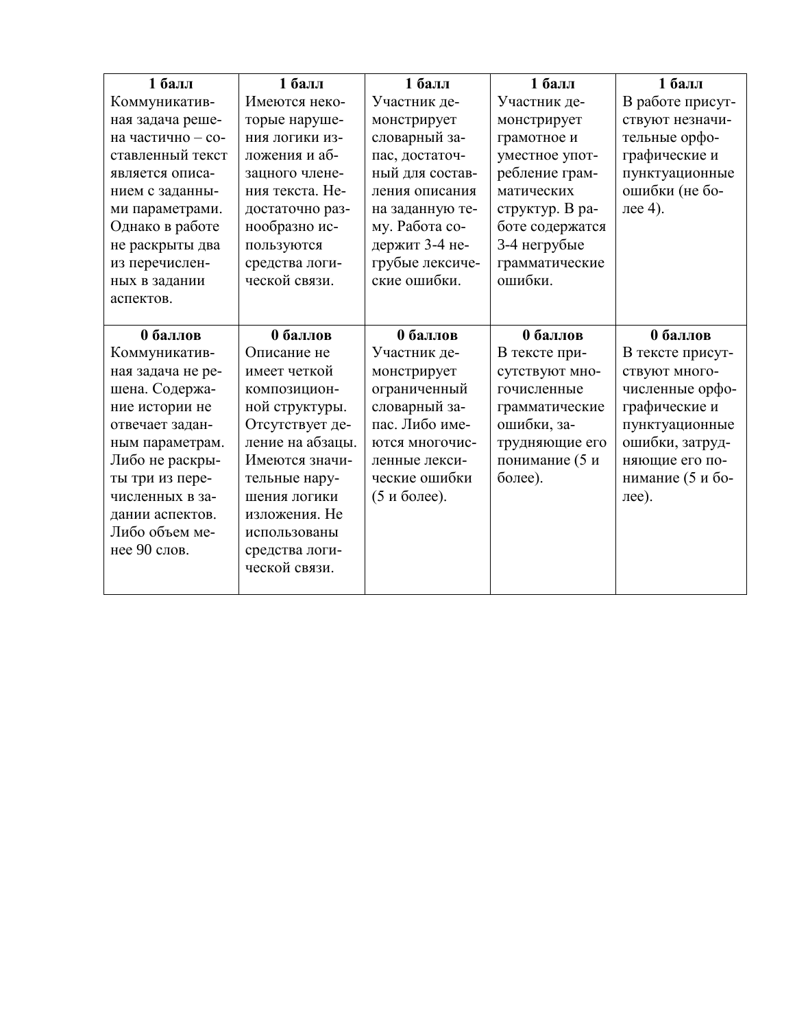| | | | | |
|---|---|---|---|---|
| **1 балл**<br>Коммуникативная задача решена частично – составленный текст является описанием с заданными параметрами. Однако в работе не раскрыты два из перечисленных в задании аспектов. | **1 балл**<br>Имеются некоторые нарушения логики изложения и абзацного членения текста. Недостаточно разнообразно используются средства логической связи. | **1 балл**<br>Участник демонстрирует словарный запас, достаточный для составления описания на заданную тему. Работа содержит 3-4 негрубые лексические ошибки. | **1 балл**<br>Участник демонстрирует грамотное и уместное употребление грамматических структур. В работе содержатся 3-4 негрубые грамматические ошибки. | **1 балл**<br>В работе присутствуют незначительные орфографические и пунктуационные ошибки (не более 4). |
| **0 баллов**<br>Коммуникативная задача не решена. Содержание истории не отвечает заданным параметрам. Либо не раскрыты три из перечисленных в задании аспектов. Либо объем менее 90 слов. | **0 баллов**<br>Описание не имеет четкой композиционной структуры. Отсутствует деление на абзацы. Имеются значительные нарушения логики изложения. Не использованы средства логической связи. | **0 баллов**<br>Участник демонстрирует ограниченный словарный запас. Либо имеются многочисленные лексические ошибки (5 и более). | **0 баллов**<br>В тексте присутствуют многочисленные грамматические ошибки, затрудняющие его понимание (5 и более). | **0 баллов**<br>В тексте присутствуют многочисленные орфографические и пунктуационные ошибки, затрудняющие его понимание (5 и более). |